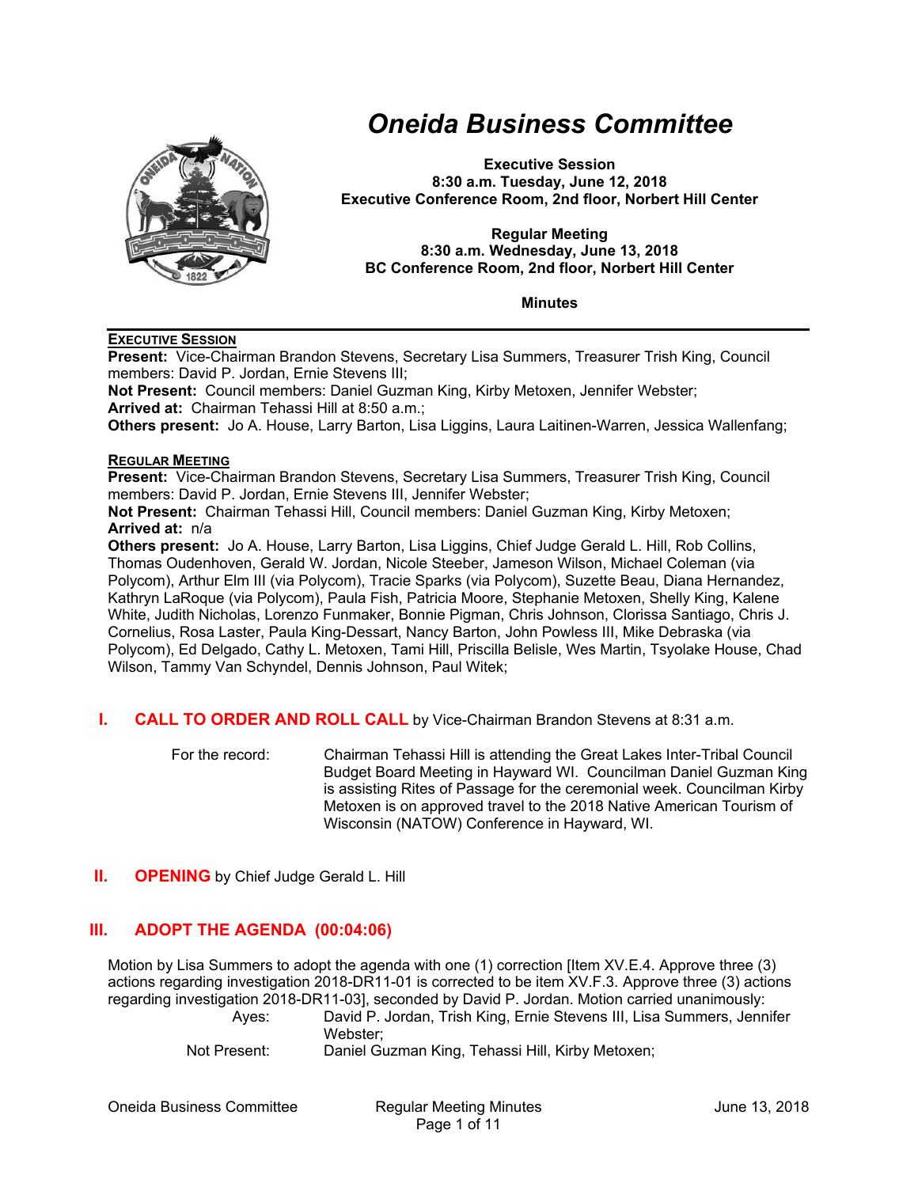# Oneida Business Committee

**Executive Session**
**8:30 a.m. Tuesday, June 12, 2018**
**Executive Conference Room, 2nd floor, Norbert Hill Center**

**Regular Meeting**
**8:30 a.m. Wednesday, June 13, 2018**
**BC Conference Room, 2nd floor, Norbert Hill Center**

**Minutes**

---

**EXECUTIVE SESSION**

**Present:** Vice-Chairman Brandon Stevens, Secretary Lisa Summers, Treasurer Trish King, Council members: David P. Jordan, Ernie Stevens III;
**Not Present:** Council members: Daniel Guzman King, Kirby Metoxen, Jennifer Webster;
**Arrived at:** Chairman Tehassi Hill at 8:50 a.m.;
**Others present:** Jo A. House, Larry Barton, Lisa Liggins, Laura Laitinen-Warren, Jessica Wallenfang;

**REGULAR MEETING**

**Present:** Vice-Chairman Brandon Stevens, Secretary Lisa Summers, Treasurer Trish King, Council members: David P. Jordan, Ernie Stevens III, Jennifer Webster;
**Not Present:** Chairman Tehassi Hill, Council members: Daniel Guzman King, Kirby Metoxen;
**Arrived at:** n/a
**Others present:** Jo A. House, Larry Barton, Lisa Liggins, Chief Judge Gerald L. Hill, Rob Collins, Thomas Oudenhoven, Gerald W. Jordan, Nicole Steeber, Jameson Wilson, Michael Coleman (via Polycom), Arthur Elm III (via Polycom), Tracie Sparks (via Polycom), Suzette Beau, Diana Hernandez, Kathryn LaRoque (via Polycom), Paula Fish, Patricia Moore, Stephanie Metoxen, Shelly King, Kalene White, Judith Nicholas, Lorenzo Funmaker, Bonnie Pigman, Chris Johnson, Clorissa Santiago, Chris J. Cornelius, Rosa Laster, Paula King-Dessart, Nancy Barton, John Powless III, Mike Debraska (via Polycom), Ed Delgado, Cathy L. Metoxen, Tami Hill, Priscilla Belisle, Wes Martin, Tsyolake House, Chad Wilson, Tammy Van Schyndel, Dennis Johnson, Paul Witek;

## I. CALL TO ORDER AND ROLL CALL by Vice-Chairman Brandon Stevens at 8:31 a.m.

For the record: Chairman Tehassi Hill is attending the Great Lakes Inter-Tribal Council Budget Board Meeting in Hayward WI. Councilman Daniel Guzman King is assisting Rites of Passage for the ceremonial week. Councilman Kirby Metoxen is on approved travel to the 2018 Native American Tourism of Wisconsin (NATOW) Conference in Hayward, WI.

## II. OPENING by Chief Judge Gerald L. Hill

## III. ADOPT THE AGENDA (00:04:06)

Motion by Lisa Summers to adopt the agenda with one (1) correction [Item XV.E.4. Approve three (3) actions regarding investigation 2018-DR11-01 is corrected to be item XV.F.3. Approve three (3) actions regarding investigation 2018-DR11-03], seconded by David P. Jordan. Motion carried unanimously:

Ayes: David P. Jordan, Trish King, Ernie Stevens III, Lisa Summers, Jennifer Webster;
Not Present: Daniel Guzman King, Tehassi Hill, Kirby Metoxen;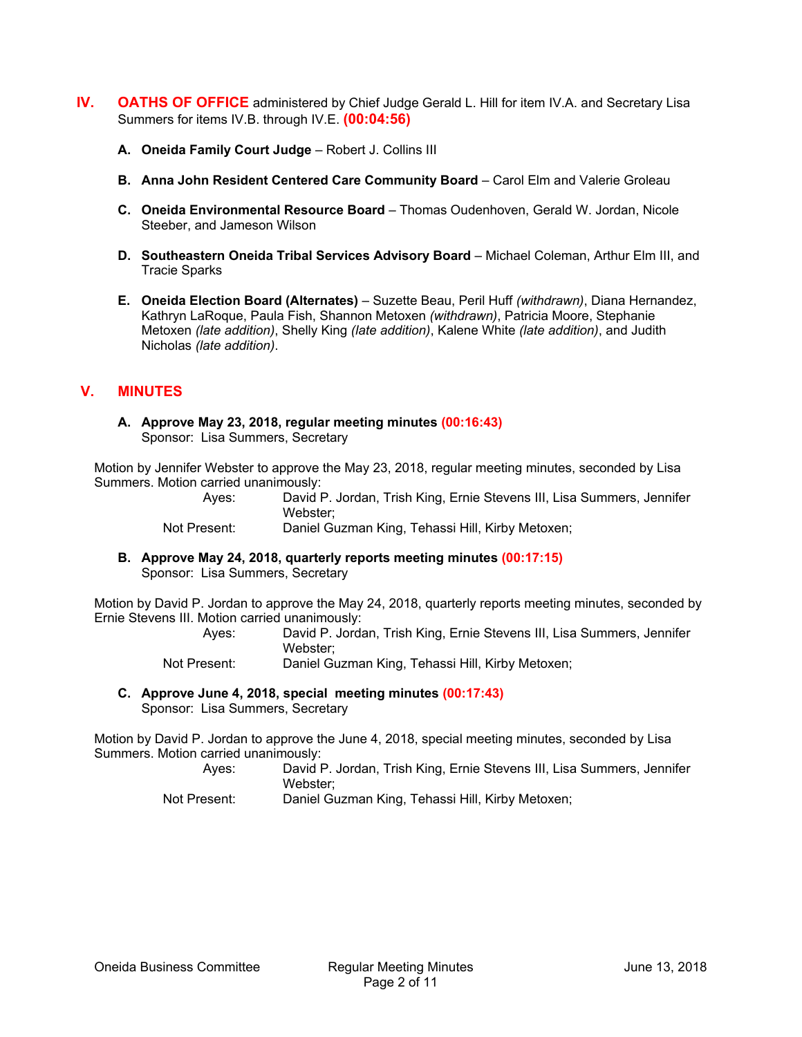## IV. OATHS OF OFFICE administered by Chief Judge Gerald L. Hill for item IV.A. and Secretary Lisa Summers for items IV.B. through IV.E. (00:04:56)

**A. Oneida Family Court Judge** – Robert J. Collins III

**B. Anna John Resident Centered Care Community Board** – Carol Elm and Valerie Groleau

**C. Oneida Environmental Resource Board** – Thomas Oudenhoven, Gerald W. Jordan, Nicole Steeber, and Jameson Wilson

**D. Southeastern Oneida Tribal Services Advisory Board** – Michael Coleman, Arthur Elm III, and Tracie Sparks

**E. Oneida Election Board (Alternates)** – Suzette Beau, Peril Huff *(withdrawn)*, Diana Hernandez, Kathryn LaRoque, Paula Fish, Shannon Metoxen *(withdrawn)*, Patricia Moore, Stephanie Metoxen *(late addition)*, Shelly King *(late addition)*, Kalene White *(late addition)*, and Judith Nicholas *(late addition)*.

## V. MINUTES

**A. Approve May 23, 2018, regular meeting minutes (00:16:43)**
Sponsor: Lisa Summers, Secretary

Motion by Jennifer Webster to approve the May 23, 2018, regular meeting minutes, seconded by Lisa Summers. Motion carried unanimously:

Ayes: David P. Jordan, Trish King, Ernie Stevens III, Lisa Summers, Jennifer Webster;
Not Present: Daniel Guzman King, Tehassi Hill, Kirby Metoxen;

**B. Approve May 24, 2018, quarterly reports meeting minutes (00:17:15)**
Sponsor: Lisa Summers, Secretary

Motion by David P. Jordan to approve the May 24, 2018, quarterly reports meeting minutes, seconded by Ernie Stevens III. Motion carried unanimously:

Ayes: David P. Jordan, Trish King, Ernie Stevens III, Lisa Summers, Jennifer Webster;
Not Present: Daniel Guzman King, Tehassi Hill, Kirby Metoxen;

**C. Approve June 4, 2018, special meeting minutes (00:17:43)**
Sponsor: Lisa Summers, Secretary

Motion by David P. Jordan to approve the June 4, 2018, special meeting minutes, seconded by Lisa Summers. Motion carried unanimously:

Ayes: David P. Jordan, Trish King, Ernie Stevens III, Lisa Summers, Jennifer Webster;
Not Present: Daniel Guzman King, Tehassi Hill, Kirby Metoxen;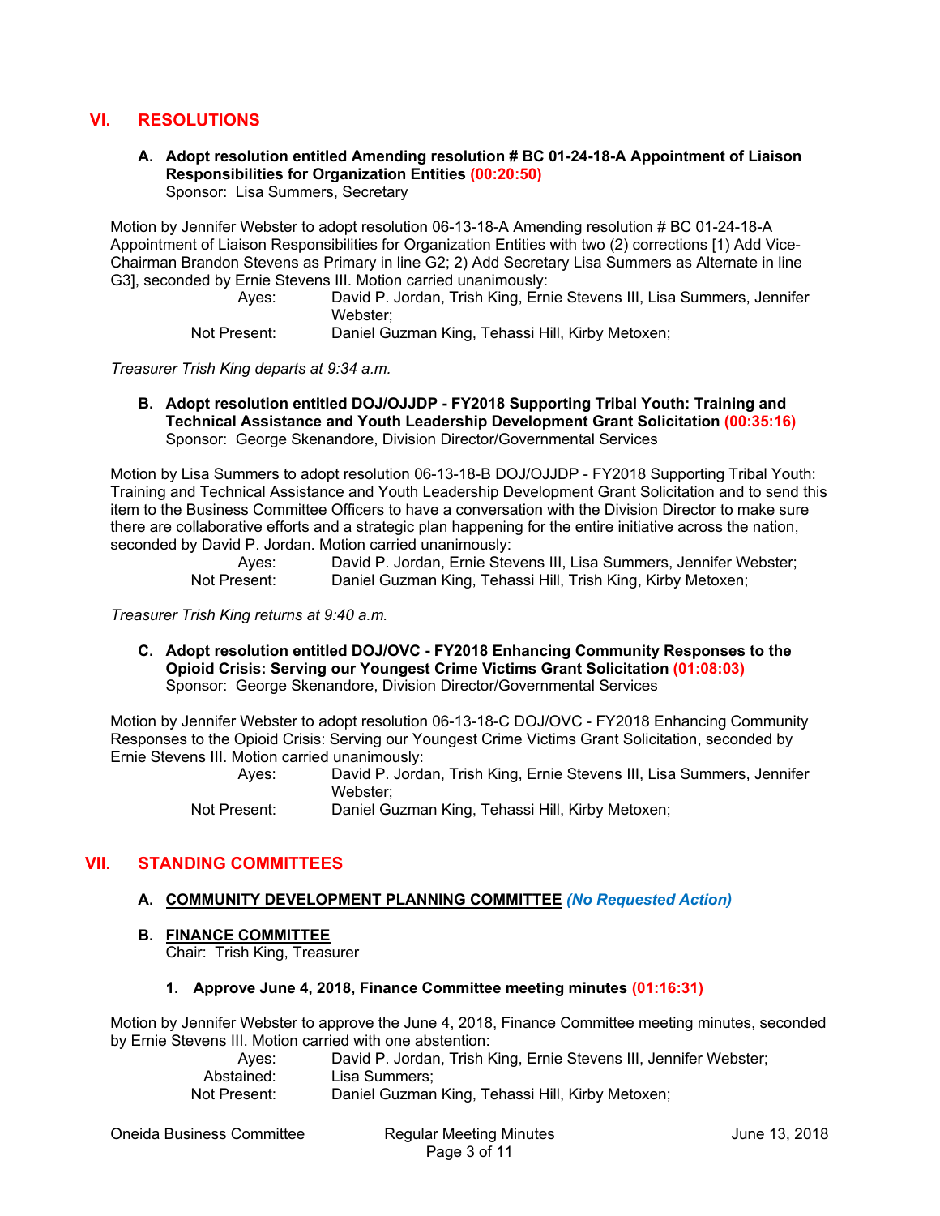## VI. RESOLUTIONS

**A. Adopt resolution entitled Amending resolution # BC 01-24-18-A Appointment of Liaison Responsibilities for Organization Entities (00:20:50)**
Sponsor: Lisa Summers, Secretary

Motion by Jennifer Webster to adopt resolution 06-13-18-A Amending resolution # BC 01-24-18-A Appointment of Liaison Responsibilities for Organization Entities with two (2) corrections [1) Add Vice-Chairman Brandon Stevens as Primary in line G2; 2) Add Secretary Lisa Summers as Alternate in line G3], seconded by Ernie Stevens III. Motion carried unanimously:

Ayes: David P. Jordan, Trish King, Ernie Stevens III, Lisa Summers, Jennifer Webster;
Not Present: Daniel Guzman King, Tehassi Hill, Kirby Metoxen;

*Treasurer Trish King departs at 9:34 a.m.*

**B. Adopt resolution entitled DOJ/OJJDP - FY2018 Supporting Tribal Youth: Training and Technical Assistance and Youth Leadership Development Grant Solicitation (00:35:16)**
Sponsor: George Skenandore, Division Director/Governmental Services

Motion by Lisa Summers to adopt resolution 06-13-18-B DOJ/OJJDP - FY2018 Supporting Tribal Youth: Training and Technical Assistance and Youth Leadership Development Grant Solicitation and to send this item to the Business Committee Officers to have a conversation with the Division Director to make sure there are collaborative efforts and a strategic plan happening for the entire initiative across the nation, seconded by David P. Jordan. Motion carried unanimously:

Ayes: David P. Jordan, Ernie Stevens III, Lisa Summers, Jennifer Webster;
Not Present: Daniel Guzman King, Tehassi Hill, Trish King, Kirby Metoxen;

*Treasurer Trish King returns at 9:40 a.m.*

**C. Adopt resolution entitled DOJ/OVC - FY2018 Enhancing Community Responses to the Opioid Crisis: Serving our Youngest Crime Victims Grant Solicitation (01:08:03)**
Sponsor: George Skenandore, Division Director/Governmental Services

Motion by Jennifer Webster to adopt resolution 06-13-18-C DOJ/OVC - FY2018 Enhancing Community Responses to the Opioid Crisis: Serving our Youngest Crime Victims Grant Solicitation, seconded by Ernie Stevens III. Motion carried unanimously:

Ayes: David P. Jordan, Trish King, Ernie Stevens III, Lisa Summers, Jennifer Webster;
Not Present: Daniel Guzman King, Tehassi Hill, Kirby Metoxen;

## VII. STANDING COMMITTEES

**A. COMMUNITY DEVELOPMENT PLANNING COMMITTEE** *(No Requested Action)*

**B. FINANCE COMMITTEE**
Chair: Trish King, Treasurer

**1. Approve June 4, 2018, Finance Committee meeting minutes (01:16:31)**

Motion by Jennifer Webster to approve the June 4, 2018, Finance Committee meeting minutes, seconded by Ernie Stevens III. Motion carried with one abstention:

Ayes: David P. Jordan, Trish King, Ernie Stevens III, Jennifer Webster;
Abstained: Lisa Summers;
Not Present: Daniel Guzman King, Tehassi Hill, Kirby Metoxen;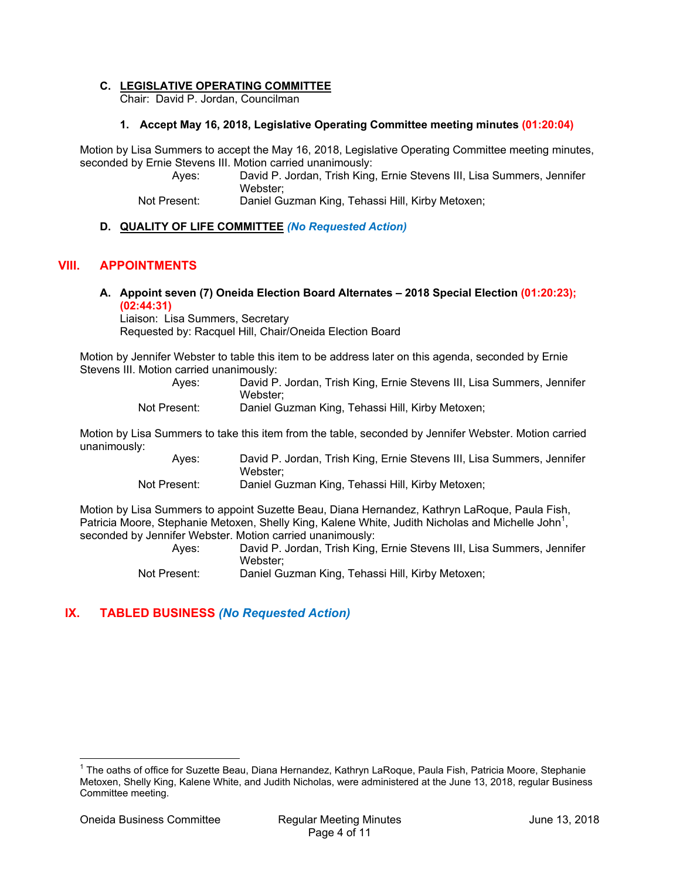### C. LEGISLATIVE OPERATING COMMITTEE

Chair: David P. Jordan, Councilman

**1. Accept May 16, 2018, Legislative Operating Committee meeting minutes (01:20:04)**

Motion by Lisa Summers to accept the May 16, 2018, Legislative Operating Committee meeting minutes, seconded by Ernie Stevens III. Motion carried unanimously:

Ayes: David P. Jordan, Trish King, Ernie Stevens III, Lisa Summers, Jennifer Webster;

Not Present: Daniel Guzman King, Tehassi Hill, Kirby Metoxen;

### D. QUALITY OF LIFE COMMITTEE *(No Requested Action)*

## VIII. APPOINTMENTS

### A. Appoint seven (7) Oneida Election Board Alternates – 2018 Special Election (01:20:23); (02:44:31)

Liaison: Lisa Summers, Secretary

Requested by: Racquel Hill, Chair/Oneida Election Board

Motion by Jennifer Webster to table this item to be address later on this agenda, seconded by Ernie Stevens III. Motion carried unanimously:

Ayes: David P. Jordan, Trish King, Ernie Stevens III, Lisa Summers, Jennifer Webster;

Not Present: Daniel Guzman King, Tehassi Hill, Kirby Metoxen;

Motion by Lisa Summers to take this item from the table, seconded by Jennifer Webster. Motion carried unanimously:

Ayes: David P. Jordan, Trish King, Ernie Stevens III, Lisa Summers, Jennifer Webster;

Not Present: Daniel Guzman King, Tehassi Hill, Kirby Metoxen;

Motion by Lisa Summers to appoint Suzette Beau, Diana Hernandez, Kathryn LaRoque, Paula Fish, Patricia Moore, Stephanie Metoxen, Shelly King, Kalene White, Judith Nicholas and Michelle John[1], seconded by Jennifer Webster. Motion carried unanimously:

Ayes: David P. Jordan, Trish King, Ernie Stevens III, Lisa Summers, Jennifer Webster;

Not Present: Daniel Guzman King, Tehassi Hill, Kirby Metoxen;

## IX. TABLED BUSINESS *(No Requested Action)*

[1] The oaths of office for Suzette Beau, Diana Hernandez, Kathryn LaRoque, Paula Fish, Patricia Moore, Stephanie Metoxen, Shelly King, Kalene White, and Judith Nicholas, were administered at the June 13, 2018, regular Business Committee meeting.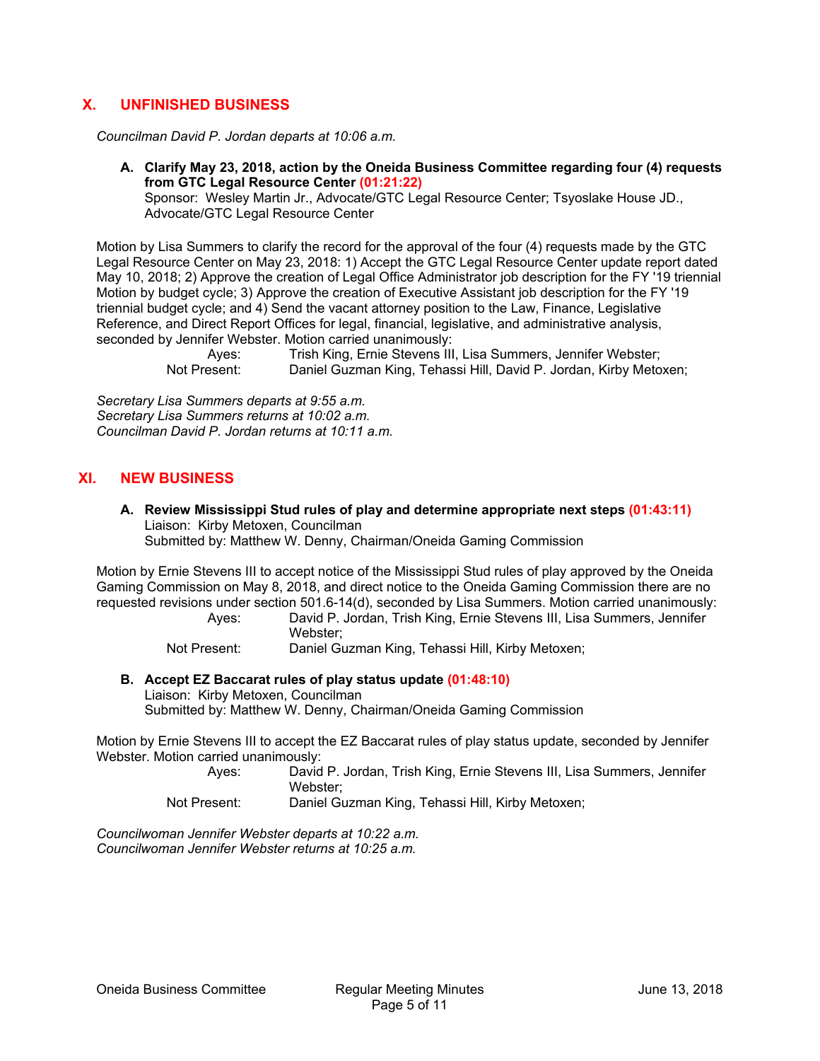## X. UNFINISHED BUSINESS

*Councilman David P. Jordan departs at 10:06 a.m.*

### A. Clarify May 23, 2018, action by the Oneida Business Committee regarding four (4) requests from GTC Legal Resource Center (01:21:22)

Sponsor: Wesley Martin Jr., Advocate/GTC Legal Resource Center; Tsyoslake House JD., Advocate/GTC Legal Resource Center

Motion by Lisa Summers to clarify the record for the approval of the four (4) requests made by the GTC Legal Resource Center on May 23, 2018: 1) Accept the GTC Legal Resource Center update report dated May 10, 2018; 2) Approve the creation of Legal Office Administrator job description for the FY '19 triennial Motion by budget cycle; 3) Approve the creation of Executive Assistant job description for the FY '19 triennial budget cycle; and 4) Send the vacant attorney position to the Law, Finance, Legislative Reference, and Direct Report Offices for legal, financial, legislative, and administrative analysis, seconded by Jennifer Webster. Motion carried unanimously:

Ayes: Trish King, Ernie Stevens III, Lisa Summers, Jennifer Webster;
Not Present: Daniel Guzman King, Tehassi Hill, David P. Jordan, Kirby Metoxen;

*Secretary Lisa Summers departs at 9:55 a.m.*
*Secretary Lisa Summers returns at 10:02 a.m.*
*Councilman David P. Jordan returns at 10:11 a.m.*

## XI. NEW BUSINESS

### A. Review Mississippi Stud rules of play and determine appropriate next steps (01:43:11)

Liaison: Kirby Metoxen, Councilman
Submitted by: Matthew W. Denny, Chairman/Oneida Gaming Commission

Motion by Ernie Stevens III to accept notice of the Mississippi Stud rules of play approved by the Oneida Gaming Commission on May 8, 2018, and direct notice to the Oneida Gaming Commission there are no requested revisions under section 501.6-14(d), seconded by Lisa Summers. Motion carried unanimously:

Ayes: David P. Jordan, Trish King, Ernie Stevens III, Lisa Summers, Jennifer Webster;
Not Present: Daniel Guzman King, Tehassi Hill, Kirby Metoxen;

### B. Accept EZ Baccarat rules of play status update (01:48:10)

Liaison: Kirby Metoxen, Councilman
Submitted by: Matthew W. Denny, Chairman/Oneida Gaming Commission

Motion by Ernie Stevens III to accept the EZ Baccarat rules of play status update, seconded by Jennifer Webster. Motion carried unanimously:

Ayes: David P. Jordan, Trish King, Ernie Stevens III, Lisa Summers, Jennifer Webster;
Not Present: Daniel Guzman King, Tehassi Hill, Kirby Metoxen;

*Councilwoman Jennifer Webster departs at 10:22 a.m.*
*Councilwoman Jennifer Webster returns at 10:25 a.m.*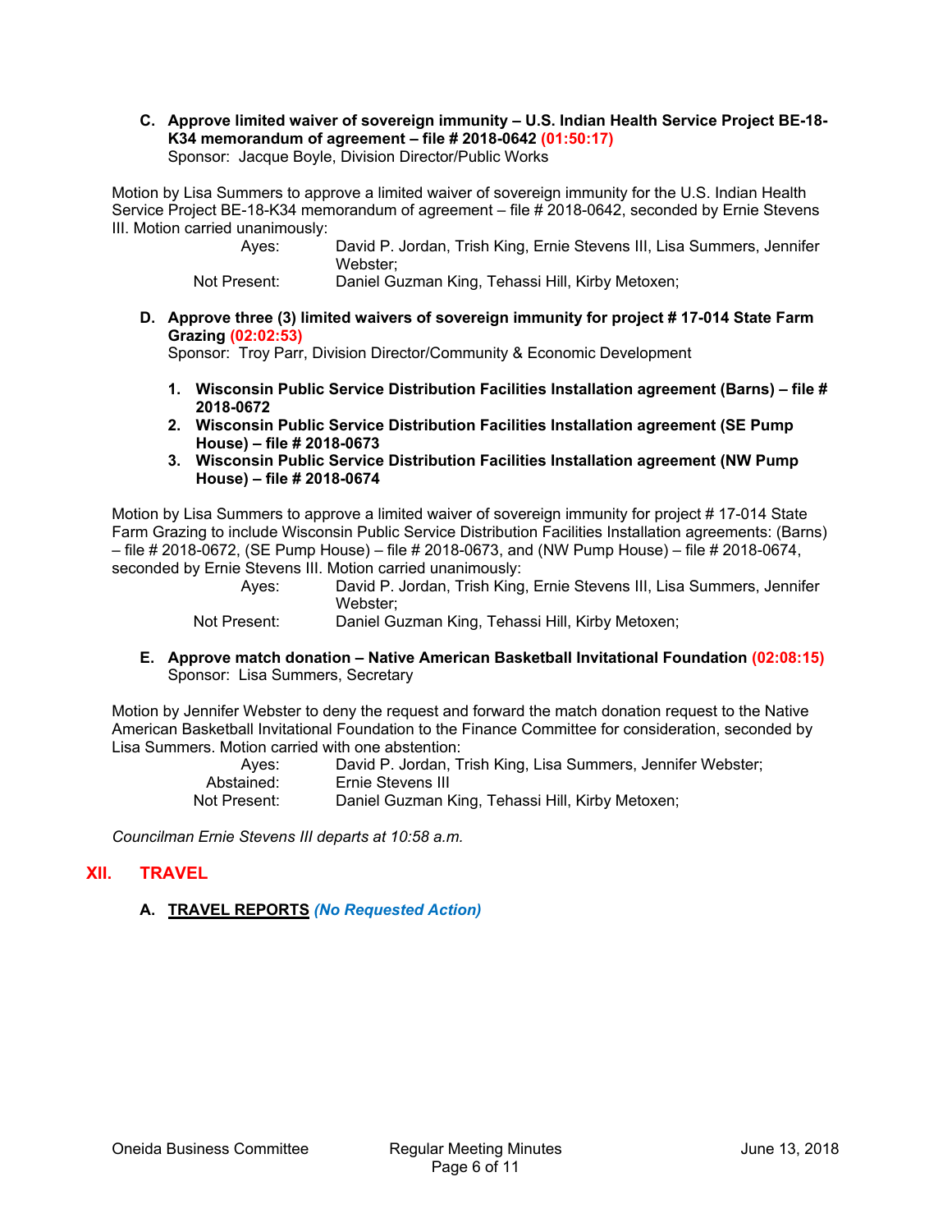**C. Approve limited waiver of sovereign immunity – U.S. Indian Health Service Project BE-18-K34 memorandum of agreement – file # 2018-0642 (01:50:17)**
Sponsor: Jacque Boyle, Division Director/Public Works

Motion by Lisa Summers to approve a limited waiver of sovereign immunity for the U.S. Indian Health Service Project BE-18-K34 memorandum of agreement – file # 2018-0642, seconded by Ernie Stevens III. Motion carried unanimously:

Ayes: David P. Jordan, Trish King, Ernie Stevens III, Lisa Summers, Jennifer Webster;
Not Present: Daniel Guzman King, Tehassi Hill, Kirby Metoxen;

**D. Approve three (3) limited waivers of sovereign immunity for project # 17-014 State Farm Grazing (02:02:53)**
Sponsor: Troy Parr, Division Director/Community & Economic Development

1. **Wisconsin Public Service Distribution Facilities Installation agreement (Barns) – file # 2018-0672**
2. **Wisconsin Public Service Distribution Facilities Installation agreement (SE Pump House) – file # 2018-0673**
3. **Wisconsin Public Service Distribution Facilities Installation agreement (NW Pump House) – file # 2018-0674**

Motion by Lisa Summers to approve a limited waiver of sovereign immunity for project # 17-014 State Farm Grazing to include Wisconsin Public Service Distribution Facilities Installation agreements: (Barns) – file # 2018-0672, (SE Pump House) – file # 2018-0673, and (NW Pump House) – file # 2018-0674, seconded by Ernie Stevens III. Motion carried unanimously:

Ayes: David P. Jordan, Trish King, Ernie Stevens III, Lisa Summers, Jennifer Webster;
Not Present: Daniel Guzman King, Tehassi Hill, Kirby Metoxen;

**E. Approve match donation – Native American Basketball Invitational Foundation (02:08:15)**
Sponsor: Lisa Summers, Secretary

Motion by Jennifer Webster to deny the request and forward the match donation request to the Native American Basketball Invitational Foundation to the Finance Committee for consideration, seconded by Lisa Summers. Motion carried with one abstention:

Ayes: David P. Jordan, Trish King, Lisa Summers, Jennifer Webster;
Abstained: Ernie Stevens III
Not Present: Daniel Guzman King, Tehassi Hill, Kirby Metoxen;

*Councilman Ernie Stevens III departs at 10:58 a.m.*

## XII. TRAVEL

**A. TRAVEL REPORTS** ***(No Requested Action)***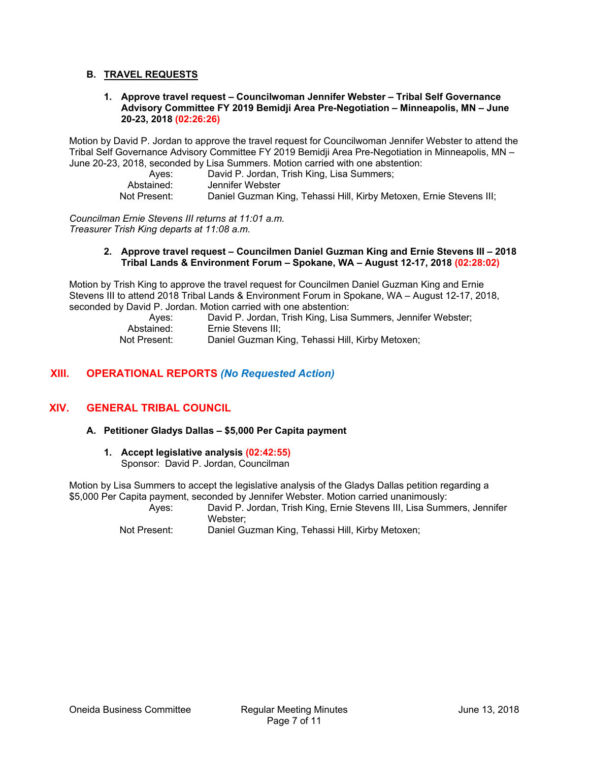### B. TRAVEL REQUESTS

**1. Approve travel request – Councilwoman Jennifer Webster – Tribal Self Governance Advisory Committee FY 2019 Bemidji Area Pre-Negotiation – Minneapolis, MN – June 20-23, 2018 (02:26:26)**

Motion by David P. Jordan to approve the travel request for Councilwoman Jennifer Webster to attend the Tribal Self Governance Advisory Committee FY 2019 Bemidji Area Pre-Negotiation in Minneapolis, MN – June 20-23, 2018, seconded by Lisa Summers. Motion carried with one abstention:

Ayes: David P. Jordan, Trish King, Lisa Summers;
Abstained: Jennifer Webster
Not Present: Daniel Guzman King, Tehassi Hill, Kirby Metoxen, Ernie Stevens III;

*Councilman Ernie Stevens III returns at 11:01 a.m.*
*Treasurer Trish King departs at 11:08 a.m.*

**2. Approve travel request – Councilmen Daniel Guzman King and Ernie Stevens III – 2018 Tribal Lands & Environment Forum – Spokane, WA – August 12-17, 2018 (02:28:02)**

Motion by Trish King to approve the travel request for Councilmen Daniel Guzman King and Ernie Stevens III to attend 2018 Tribal Lands & Environment Forum in Spokane, WA – August 12-17, 2018, seconded by David P. Jordan. Motion carried with one abstention:

Ayes: David P. Jordan, Trish King, Lisa Summers, Jennifer Webster;
Abstained: Ernie Stevens III;
Not Present: Daniel Guzman King, Tehassi Hill, Kirby Metoxen;

## XIII. OPERATIONAL REPORTS *(No Requested Action)*

## XIV. GENERAL TRIBAL COUNCIL

### A. Petitioner Gladys Dallas – $5,000 Per Capita payment

**1. Accept legislative analysis (02:42:55)**
Sponsor: David P. Jordan, Councilman

Motion by Lisa Summers to accept the legislative analysis of the Gladys Dallas petition regarding a $5,000 Per Capita payment, seconded by Jennifer Webster. Motion carried unanimously:

Ayes: David P. Jordan, Trish King, Ernie Stevens III, Lisa Summers, Jennifer Webster;
Not Present: Daniel Guzman King, Tehassi Hill, Kirby Metoxen;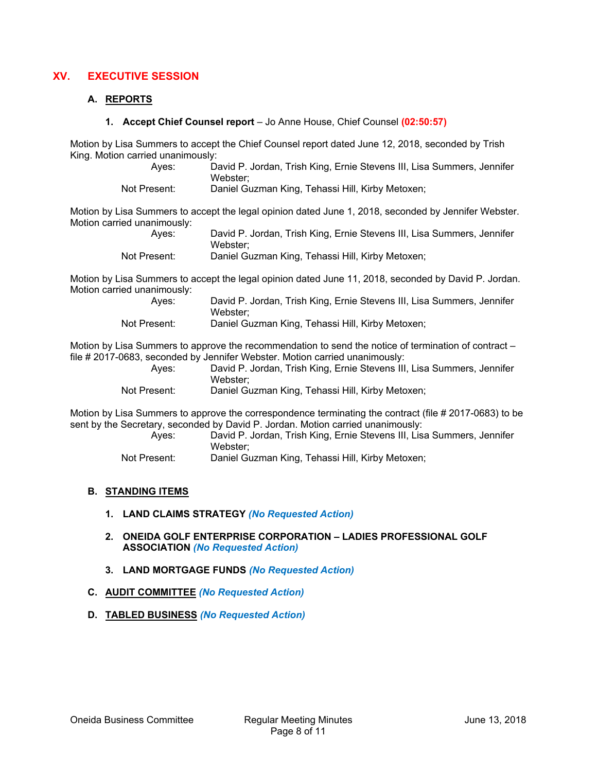## XV. EXECUTIVE SESSION

### A. REPORTS

**1. Accept Chief Counsel report** – Jo Anne House, Chief Counsel **(02:50:57)**

Motion by Lisa Summers to accept the Chief Counsel report dated June 12, 2018, seconded by Trish King. Motion carried unanimously:

Ayes: David P. Jordan, Trish King, Ernie Stevens III, Lisa Summers, Jennifer Webster;
Not Present: Daniel Guzman King, Tehassi Hill, Kirby Metoxen;

Motion by Lisa Summers to accept the legal opinion dated June 1, 2018, seconded by Jennifer Webster. Motion carried unanimously:

Ayes: David P. Jordan, Trish King, Ernie Stevens III, Lisa Summers, Jennifer Webster;
Not Present: Daniel Guzman King, Tehassi Hill, Kirby Metoxen;

Motion by Lisa Summers to accept the legal opinion dated June 11, 2018, seconded by David P. Jordan. Motion carried unanimously:

Ayes: David P. Jordan, Trish King, Ernie Stevens III, Lisa Summers, Jennifer Webster;
Not Present: Daniel Guzman King, Tehassi Hill, Kirby Metoxen;

Motion by Lisa Summers to approve the recommendation to send the notice of termination of contract – file # 2017-0683, seconded by Jennifer Webster. Motion carried unanimously:

Ayes: David P. Jordan, Trish King, Ernie Stevens III, Lisa Summers, Jennifer Webster;
Not Present: Daniel Guzman King, Tehassi Hill, Kirby Metoxen;

Motion by Lisa Summers to approve the correspondence terminating the contract (file # 2017-0683) to be sent by the Secretary, seconded by David P. Jordan. Motion carried unanimously:

Ayes: David P. Jordan, Trish King, Ernie Stevens III, Lisa Summers, Jennifer Webster;
Not Present: Daniel Guzman King, Tehassi Hill, Kirby Metoxen;

### B. STANDING ITEMS

1. **LAND CLAIMS STRATEGY** ***(No Requested Action)***

2. **ONEIDA GOLF ENTERPRISE CORPORATION – LADIES PROFESSIONAL GOLF ASSOCIATION** ***(No Requested Action)***

3. **LAND MORTGAGE FUNDS** ***(No Requested Action)***

### C. AUDIT COMMITTEE ***(No Requested Action)***

### D. TABLED BUSINESS ***(No Requested Action)***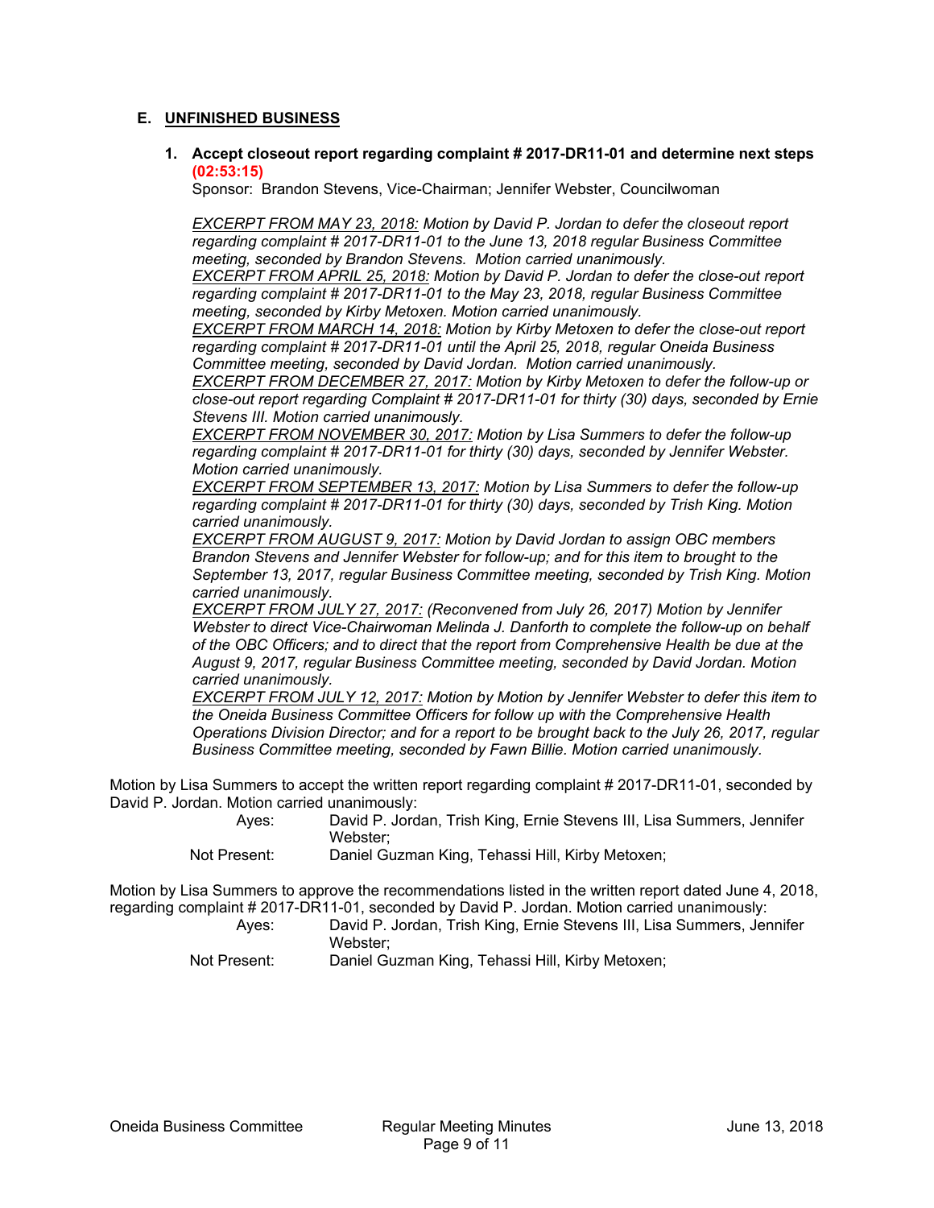## E. UNFINISHED BUSINESS

**1. Accept closeout report regarding complaint # 2017-DR11-01 and determine next steps (02:53:15)**

Sponsor: Brandon Stevens, Vice-Chairman; Jennifer Webster, Councilwoman

*EXCERPT FROM MAY 23, 2018: Motion by David P. Jordan to defer the closeout report regarding complaint # 2017-DR11-01 to the June 13, 2018 regular Business Committee meeting, seconded by Brandon Stevens. Motion carried unanimously.*
*EXCERPT FROM APRIL 25, 2018: Motion by David P. Jordan to defer the close-out report regarding complaint # 2017-DR11-01 to the May 23, 2018, regular Business Committee meeting, seconded by Kirby Metoxen. Motion carried unanimously.*
*EXCERPT FROM MARCH 14, 2018: Motion by Kirby Metoxen to defer the close-out report regarding complaint # 2017-DR11-01 until the April 25, 2018, regular Oneida Business Committee meeting, seconded by David Jordan. Motion carried unanimously.*
*EXCERPT FROM DECEMBER 27, 2017: Motion by Kirby Metoxen to defer the follow-up or close-out report regarding Complaint # 2017-DR11-01 for thirty (30) days, seconded by Ernie Stevens III. Motion carried unanimously.*
*EXCERPT FROM NOVEMBER 30, 2017: Motion by Lisa Summers to defer the follow-up regarding complaint # 2017-DR11-01 for thirty (30) days, seconded by Jennifer Webster. Motion carried unanimously.*
*EXCERPT FROM SEPTEMBER 13, 2017: Motion by Lisa Summers to defer the follow-up regarding complaint # 2017-DR11-01 for thirty (30) days, seconded by Trish King. Motion carried unanimously.*
*EXCERPT FROM AUGUST 9, 2017: Motion by David Jordan to assign OBC members Brandon Stevens and Jennifer Webster for follow-up; and for this item to brought to the September 13, 2017, regular Business Committee meeting, seconded by Trish King. Motion carried unanimously.*
*EXCERPT FROM JULY 27, 2017: (Reconvened from July 26, 2017) Motion by Jennifer Webster to direct Vice-Chairwoman Melinda J. Danforth to complete the follow-up on behalf of the OBC Officers; and to direct that the report from Comprehensive Health be due at the August 9, 2017, regular Business Committee meeting, seconded by David Jordan. Motion carried unanimously.*
*EXCERPT FROM JULY 12, 2017: Motion by Motion by Jennifer Webster to defer this item to the Oneida Business Committee Officers for follow up with the Comprehensive Health Operations Division Director; and for a report to be brought back to the July 26, 2017, regular Business Committee meeting, seconded by Fawn Billie. Motion carried unanimously.*

Motion by Lisa Summers to accept the written report regarding complaint # 2017-DR11-01, seconded by David P. Jordan. Motion carried unanimously:

Ayes: David P. Jordan, Trish King, Ernie Stevens III, Lisa Summers, Jennifer Webster;
Not Present: Daniel Guzman King, Tehassi Hill, Kirby Metoxen;

Motion by Lisa Summers to approve the recommendations listed in the written report dated June 4, 2018, regarding complaint # 2017-DR11-01, seconded by David P. Jordan. Motion carried unanimously:

Ayes: David P. Jordan, Trish King, Ernie Stevens III, Lisa Summers, Jennifer Webster;
Not Present: Daniel Guzman King, Tehassi Hill, Kirby Metoxen;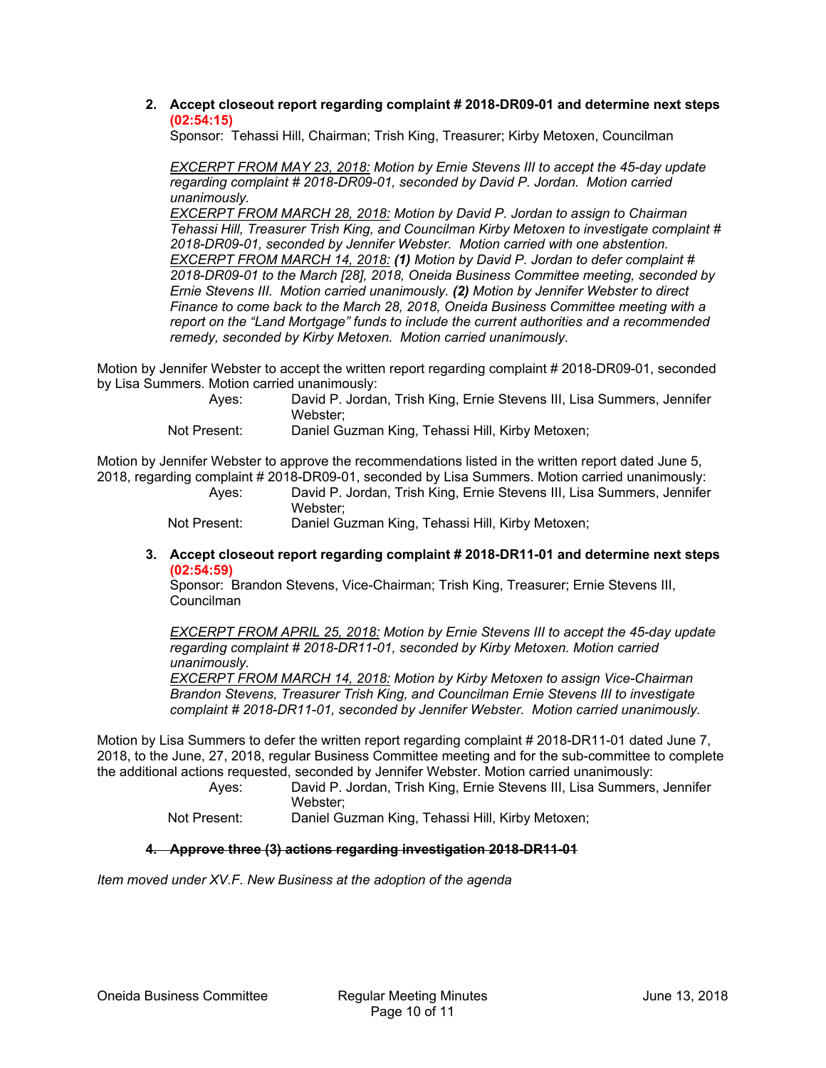**2. Accept closeout report regarding complaint # 2018-DR09-01 and determine next steps (02:54:15)**

Sponsor: Tehassi Hill, Chairman; Trish King, Treasurer; Kirby Metoxen, Councilman

*<u>EXCERPT FROM MAY 23, 2018:</u> Motion by Ernie Stevens III to accept the 45-day update regarding complaint # 2018-DR09-01, seconded by David P. Jordan. Motion carried unanimously.*
*<u>EXCERPT FROM MARCH 28, 2018:</u> Motion by David P. Jordan to assign to Chairman Tehassi Hill, Treasurer Trish King, and Councilman Kirby Metoxen to investigate complaint # 2018-DR09-01, seconded by Jennifer Webster. Motion carried with one abstention.*
*<u>EXCERPT FROM MARCH 14, 2018:</u> **(1)** Motion by David P. Jordan to defer complaint # 2018-DR09-01 to the March [28], 2018, Oneida Business Committee meeting, seconded by Ernie Stevens III. Motion carried unanimously. **(2)** Motion by Jennifer Webster to direct Finance to come back to the March 28, 2018, Oneida Business Committee meeting with a report on the "Land Mortgage" funds to include the current authorities and a recommended remedy, seconded by Kirby Metoxen. Motion carried unanimously.*

Motion by Jennifer Webster to accept the written report regarding complaint # 2018-DR09-01, seconded by Lisa Summers. Motion carried unanimously:

Ayes: David P. Jordan, Trish King, Ernie Stevens III, Lisa Summers, Jennifer Webster;
Not Present: Daniel Guzman King, Tehassi Hill, Kirby Metoxen;

Motion by Jennifer Webster to approve the recommendations listed in the written report dated June 5, 2018, regarding complaint # 2018-DR09-01, seconded by Lisa Summers. Motion carried unanimously:

Ayes: David P. Jordan, Trish King, Ernie Stevens III, Lisa Summers, Jennifer Webster;
Not Present: Daniel Guzman King, Tehassi Hill, Kirby Metoxen;

**3. Accept closeout report regarding complaint # 2018-DR11-01 and determine next steps (02:54:59)**

Sponsor: Brandon Stevens, Vice-Chairman; Trish King, Treasurer; Ernie Stevens III, Councilman

*<u>EXCERPT FROM APRIL 25, 2018:</u> Motion by Ernie Stevens III to accept the 45-day update regarding complaint # 2018-DR11-01, seconded by Kirby Metoxen. Motion carried unanimously.*
*<u>EXCERPT FROM MARCH 14, 2018:</u> Motion by Kirby Metoxen to assign Vice-Chairman Brandon Stevens, Treasurer Trish King, and Councilman Ernie Stevens III to investigate complaint # 2018-DR11-01, seconded by Jennifer Webster. Motion carried unanimously.*

Motion by Lisa Summers to defer the written report regarding complaint # 2018-DR11-01 dated June 7, 2018, to the June, 27, 2018, regular Business Committee meeting and for the sub-committee to complete the additional actions requested, seconded by Jennifer Webster. Motion carried unanimously:

Ayes: David P. Jordan, Trish King, Ernie Stevens III, Lisa Summers, Jennifer Webster;
Not Present: Daniel Guzman King, Tehassi Hill, Kirby Metoxen;

**~~4. Approve three (3) actions regarding investigation 2018-DR11-01~~**

*Item moved under XV.F. New Business at the adoption of the agenda*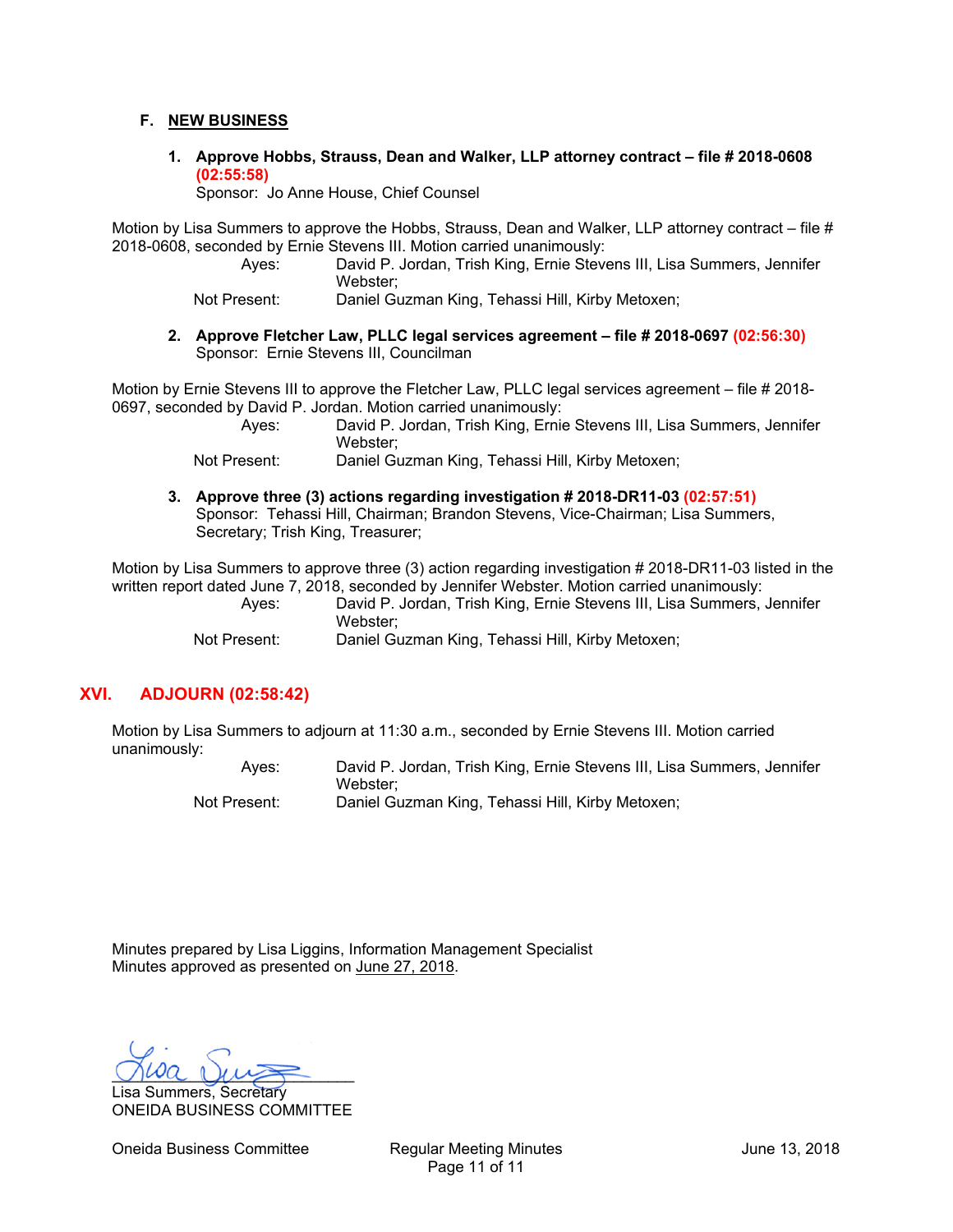### F. NEW BUSINESS

**1. Approve Hobbs, Strauss, Dean and Walker, LLP attorney contract – file # 2018-0608 (02:55:58)**
Sponsor: Jo Anne House, Chief Counsel

Motion by Lisa Summers to approve the Hobbs, Strauss, Dean and Walker, LLP attorney contract – file # 2018-0608, seconded by Ernie Stevens III. Motion carried unanimously:

Ayes: David P. Jordan, Trish King, Ernie Stevens III, Lisa Summers, Jennifer Webster;
Not Present: Daniel Guzman King, Tehassi Hill, Kirby Metoxen;

**2. Approve Fletcher Law, PLLC legal services agreement – file # 2018-0697 (02:56:30)**
Sponsor: Ernie Stevens III, Councilman

Motion by Ernie Stevens III to approve the Fletcher Law, PLLC legal services agreement – file # 2018-0697, seconded by David P. Jordan. Motion carried unanimously:

Ayes: David P. Jordan, Trish King, Ernie Stevens III, Lisa Summers, Jennifer Webster;
Not Present: Daniel Guzman King, Tehassi Hill, Kirby Metoxen;

**3. Approve three (3) actions regarding investigation # 2018-DR11-03 (02:57:51)**
Sponsor: Tehassi Hill, Chairman; Brandon Stevens, Vice-Chairman; Lisa Summers, Secretary; Trish King, Treasurer;

Motion by Lisa Summers to approve three (3) action regarding investigation # 2018-DR11-03 listed in the written report dated June 7, 2018, seconded by Jennifer Webster. Motion carried unanimously:

Ayes: David P. Jordan, Trish King, Ernie Stevens III, Lisa Summers, Jennifer Webster;
Not Present: Daniel Guzman King, Tehassi Hill, Kirby Metoxen;

## XVI. ADJOURN (02:58:42)

Motion by Lisa Summers to adjourn at 11:30 a.m., seconded by Ernie Stevens III. Motion carried unanimously:

Ayes: David P. Jordan, Trish King, Ernie Stevens III, Lisa Summers, Jennifer Webster;
Not Present: Daniel Guzman King, Tehassi Hill, Kirby Metoxen;

Minutes prepared by Lisa Liggins, Information Management Specialist
Minutes approved as presented on June 27, 2018.

Lisa Summers, Secretary
ONEIDA BUSINESS COMMITTEE